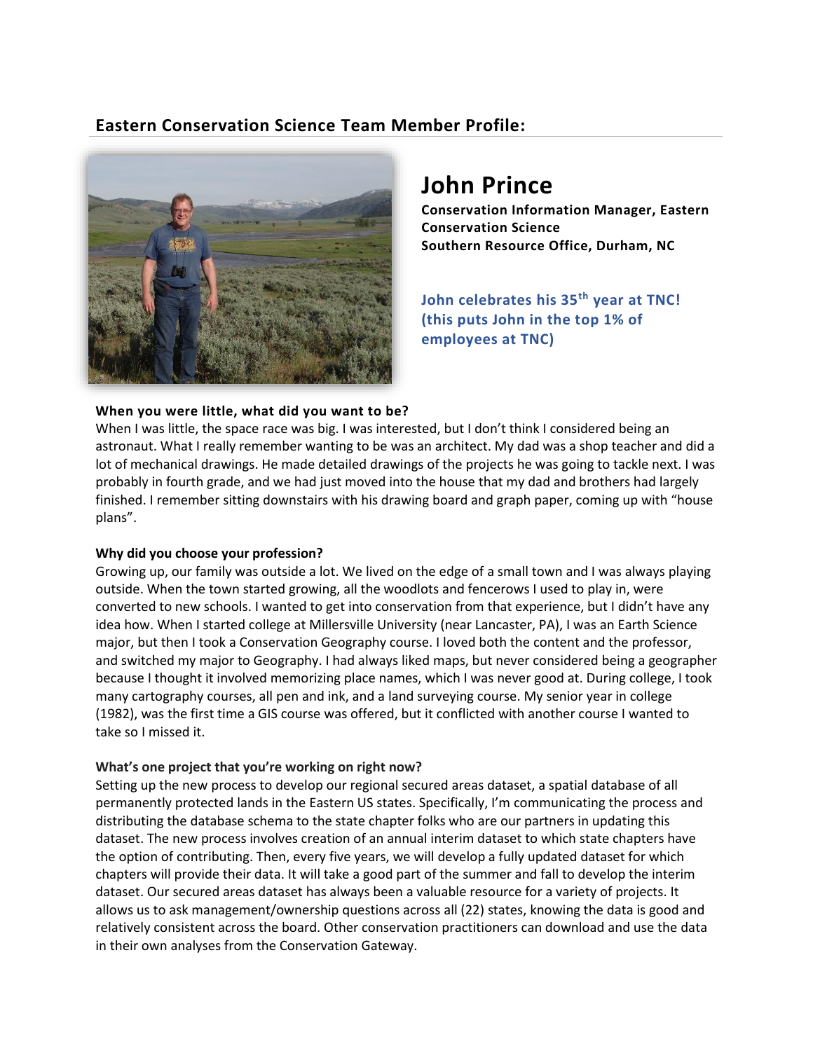## Eastern Conservation Science Team Member Profile:

# John Prince

**Conservation Information Manager, Eastern Conservation Science**
**Southern Resource Office, Durham, NC**

**John celebrates his 35th year at TNC! (this puts John in the top 1% of employees at TNC)**

**When you were little, what did you want to be?**

When I was little, the space race was big. I was interested, but I don't think I considered being an astronaut. What I really remember wanting to be was an architect. My dad was a shop teacher and did a lot of mechanical drawings. He made detailed drawings of the projects he was going to tackle next. I was probably in fourth grade, and we had just moved into the house that my dad and brothers had largely finished. I remember sitting downstairs with his drawing board and graph paper, coming up with "house plans".

**Why did you choose your profession?**

Growing up, our family was outside a lot. We lived on the edge of a small town and I was always playing outside. When the town started growing, all the woodlots and fencerows I used to play in, were converted to new schools. I wanted to get into conservation from that experience, but I didn't have any idea how. When I started college at Millersville University (near Lancaster, PA), I was an Earth Science major, but then I took a Conservation Geography course. I loved both the content and the professor, and switched my major to Geography. I had always liked maps, but never considered being a geographer because I thought it involved memorizing place names, which I was never good at. During college, I took many cartography courses, all pen and ink, and a land surveying course. My senior year in college (1982), was the first time a GIS course was offered, but it conflicted with another course I wanted to take so I missed it.

**What's one project that you're working on right now?**

Setting up the new process to develop our regional secured areas dataset, a spatial database of all permanently protected lands in the Eastern US states. Specifically, I'm communicating the process and distributing the database schema to the state chapter folks who are our partners in updating this dataset. The new process involves creation of an annual interim dataset to which state chapters have the option of contributing. Then, every five years, we will develop a fully updated dataset for which chapters will provide their data. It will take a good part of the summer and fall to develop the interim dataset. Our secured areas dataset has always been a valuable resource for a variety of projects. It allows us to ask management/ownership questions across all (22) states, knowing the data is good and relatively consistent across the board. Other conservation practitioners can download and use the data in their own analyses from the Conservation Gateway.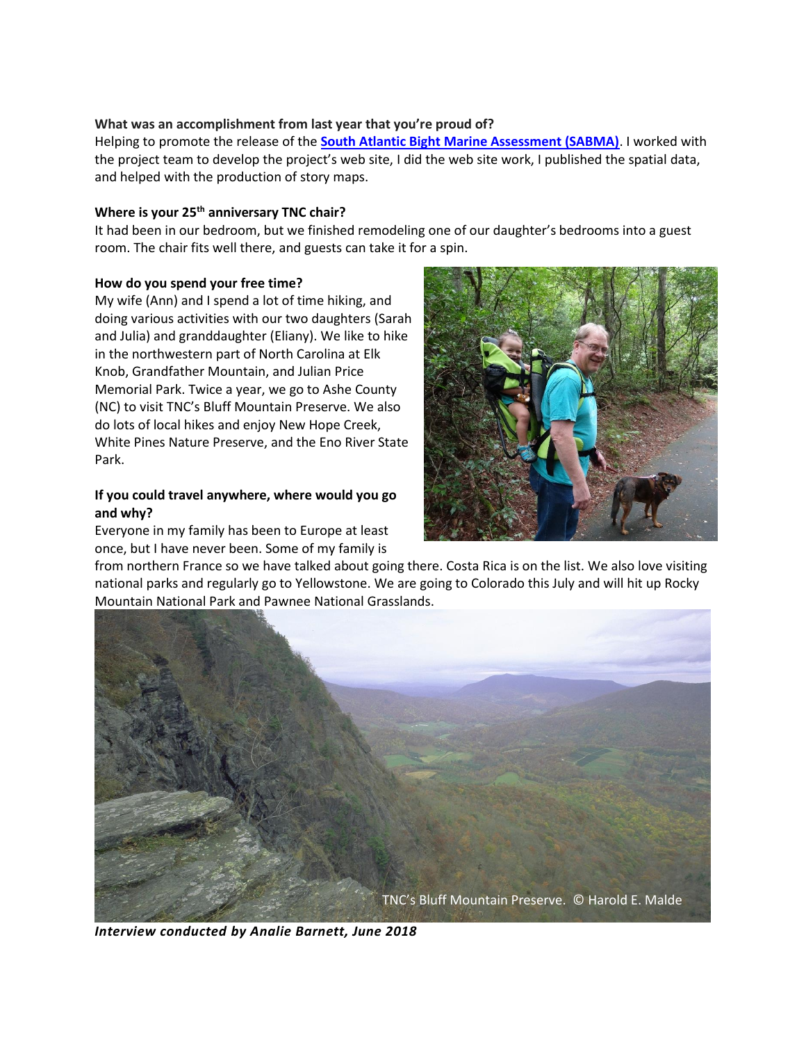**What was an accomplishment from last year that you're proud of?**
Helping to promote the release of the **South Atlantic Bight Marine Assessment (SABMA)**. I worked with the project team to develop the project's web site, I did the web site work, I published the spatial data, and helped with the production of story maps.

**Where is your 25th anniversary TNC chair?**
It had been in our bedroom, but we finished remodeling one of our daughter's bedrooms into a guest room. The chair fits well there, and guests can take it for a spin.

**How do you spend your free time?**
My wife (Ann) and I spend a lot of time hiking, and doing various activities with our two daughters (Sarah and Julia) and granddaughter (Eliany). We like to hike in the northwestern part of North Carolina at Elk Knob, Grandfather Mountain, and Julian Price Memorial Park. Twice a year, we go to Ashe County (NC) to visit TNC's Bluff Mountain Preserve. We also do lots of local hikes and enjoy New Hope Creek, White Pines Nature Preserve, and the Eno River State Park.

**If you could travel anywhere, where would you go and why?**
Everyone in my family has been to Europe at least once, but I have never been. Some of my family is from northern France so we have talked about going there. Costa Rica is on the list. We also love visiting national parks and regularly go to Yellowstone. We are going to Colorado this July and will hit up Rocky Mountain National Park and Pawnee National Grasslands.

TNC's Bluff Mountain Preserve. © Harold E. Malde

***Interview conducted by Analie Barnett, June 2018***